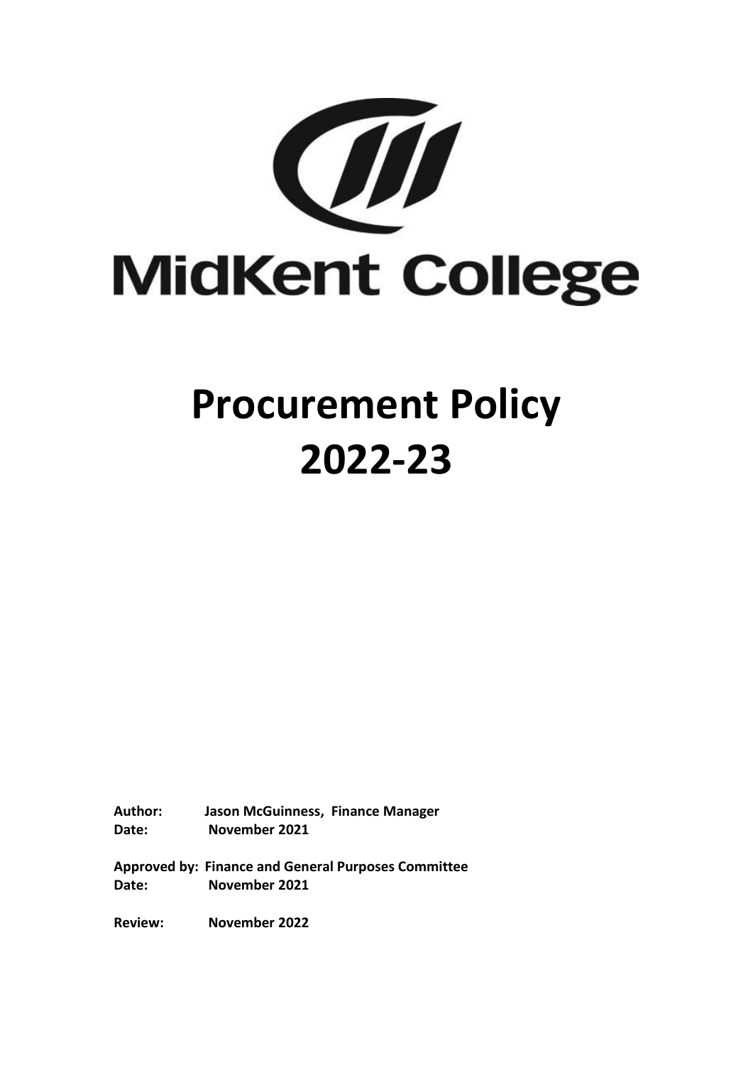MidKent College

# Procurement Policy 2022-23

**Author:** Jason McGuinness, Finance Manager
**Date:** November 2021

**Approved by:** Finance and General Purposes Committee
**Date:** November 2021

**Review:** November 2022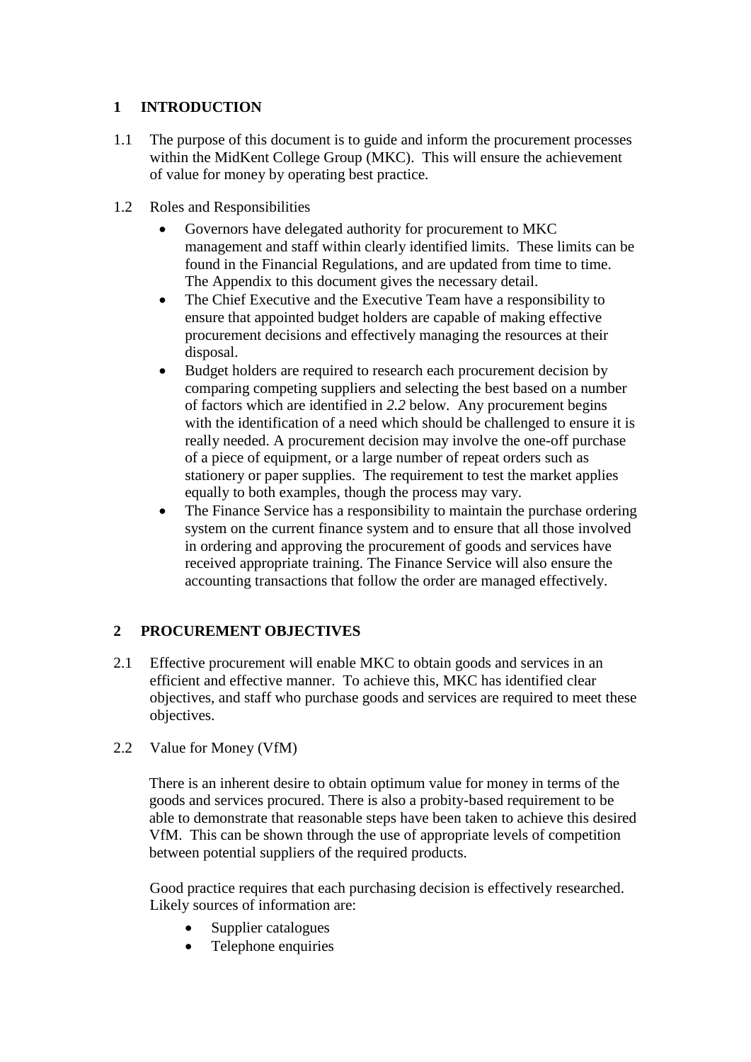## 1 INTRODUCTION

1.1 The purpose of this document is to guide and inform the procurement processes within the MidKent College Group (MKC). This will ensure the achievement of value for money by operating best practice.

1.2 Roles and Responsibilities

- Governors have delegated authority for procurement to MKC management and staff within clearly identified limits. These limits can be found in the Financial Regulations, and are updated from time to time. The Appendix to this document gives the necessary detail.
- The Chief Executive and the Executive Team have a responsibility to ensure that appointed budget holders are capable of making effective procurement decisions and effectively managing the resources at their disposal.
- Budget holders are required to research each procurement decision by comparing competing suppliers and selecting the best based on a number of factors which are identified in *2.2* below. Any procurement begins with the identification of a need which should be challenged to ensure it is really needed. A procurement decision may involve the one-off purchase of a piece of equipment, or a large number of repeat orders such as stationery or paper supplies. The requirement to test the market applies equally to both examples, though the process may vary.
- The Finance Service has a responsibility to maintain the purchase ordering system on the current finance system and to ensure that all those involved in ordering and approving the procurement of goods and services have received appropriate training. The Finance Service will also ensure the accounting transactions that follow the order are managed effectively.

## 2 PROCUREMENT OBJECTIVES

2.1 Effective procurement will enable MKC to obtain goods and services in an efficient and effective manner. To achieve this, MKC has identified clear objectives, and staff who purchase goods and services are required to meet these objectives.

2.2 Value for Money (VfM)

There is an inherent desire to obtain optimum value for money in terms of the goods and services procured. There is also a probity-based requirement to be able to demonstrate that reasonable steps have been taken to achieve this desired VfM. This can be shown through the use of appropriate levels of competition between potential suppliers of the required products.

Good practice requires that each purchasing decision is effectively researched. Likely sources of information are:

- Supplier catalogues
- Telephone enquiries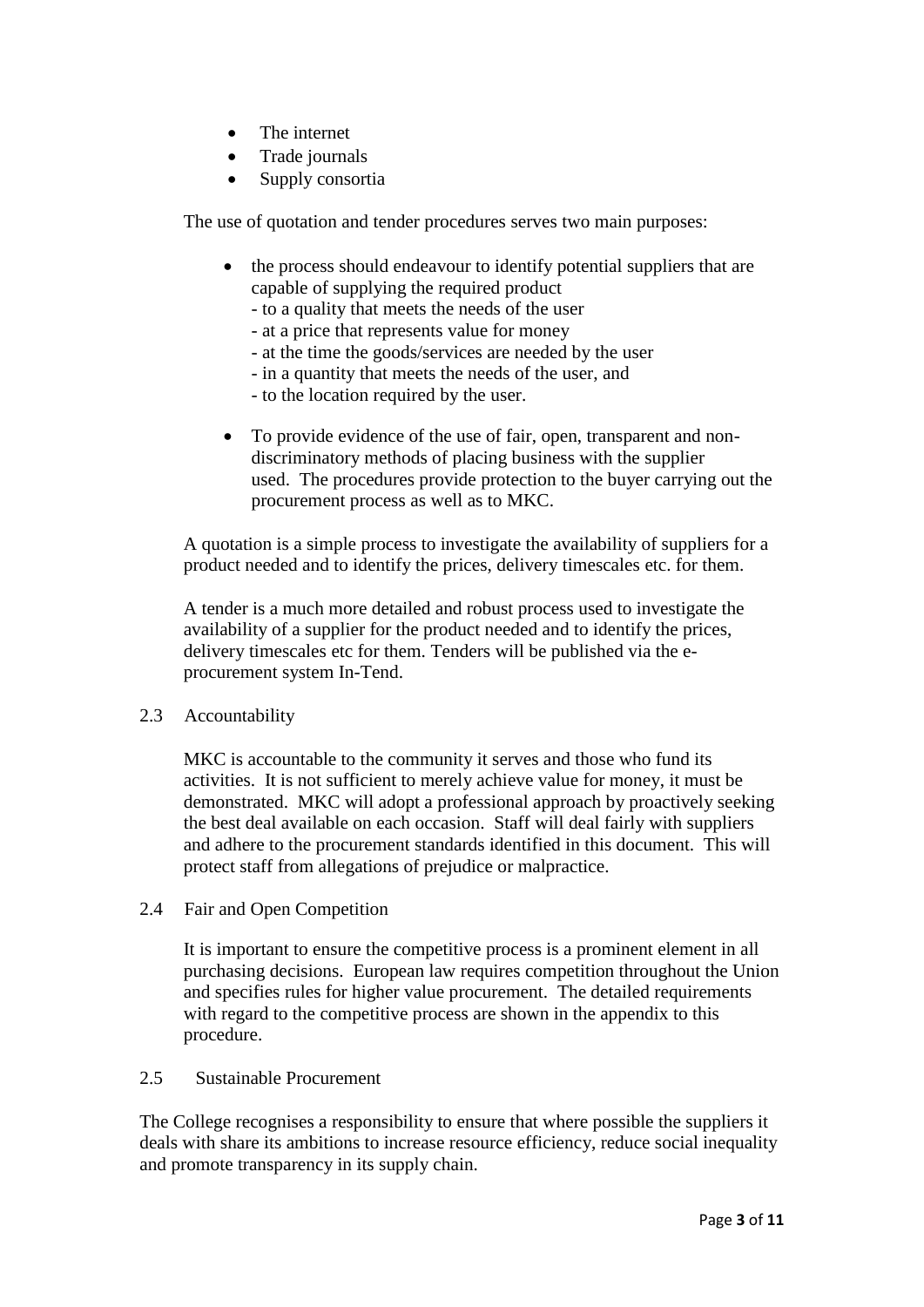- The internet
- Trade journals
- Supply consortia

The use of quotation and tender procedures serves two main purposes:

- the process should endeavour to identify potential suppliers that are capable of supplying the required product
  - to a quality that meets the needs of the user
  - at a price that represents value for money
  - at the time the goods/services are needed by the user
  - in a quantity that meets the needs of the user, and
  - to the location required by the user.
- To provide evidence of the use of fair, open, transparent and non-discriminatory methods of placing business with the supplier used. The procedures provide protection to the buyer carrying out the procurement process as well as to MKC.

A quotation is a simple process to investigate the availability of suppliers for a product needed and to identify the prices, delivery timescales etc. for them.

A tender is a much more detailed and robust process used to investigate the availability of a supplier for the product needed and to identify the prices, delivery timescales etc for them. Tenders will be published via the e-procurement system In-Tend.

### 2.3 Accountability

MKC is accountable to the community it serves and those who fund its activities. It is not sufficient to merely achieve value for money, it must be demonstrated. MKC will adopt a professional approach by proactively seeking the best deal available on each occasion. Staff will deal fairly with suppliers and adhere to the procurement standards identified in this document. This will protect staff from allegations of prejudice or malpractice.

### 2.4 Fair and Open Competition

It is important to ensure the competitive process is a prominent element in all purchasing decisions. European law requires competition throughout the Union and specifies rules for higher value procurement. The detailed requirements with regard to the competitive process are shown in the appendix to this procedure.

### 2.5 Sustainable Procurement

The College recognises a responsibility to ensure that where possible the suppliers it deals with share its ambitions to increase resource efficiency, reduce social inequality and promote transparency in its supply chain.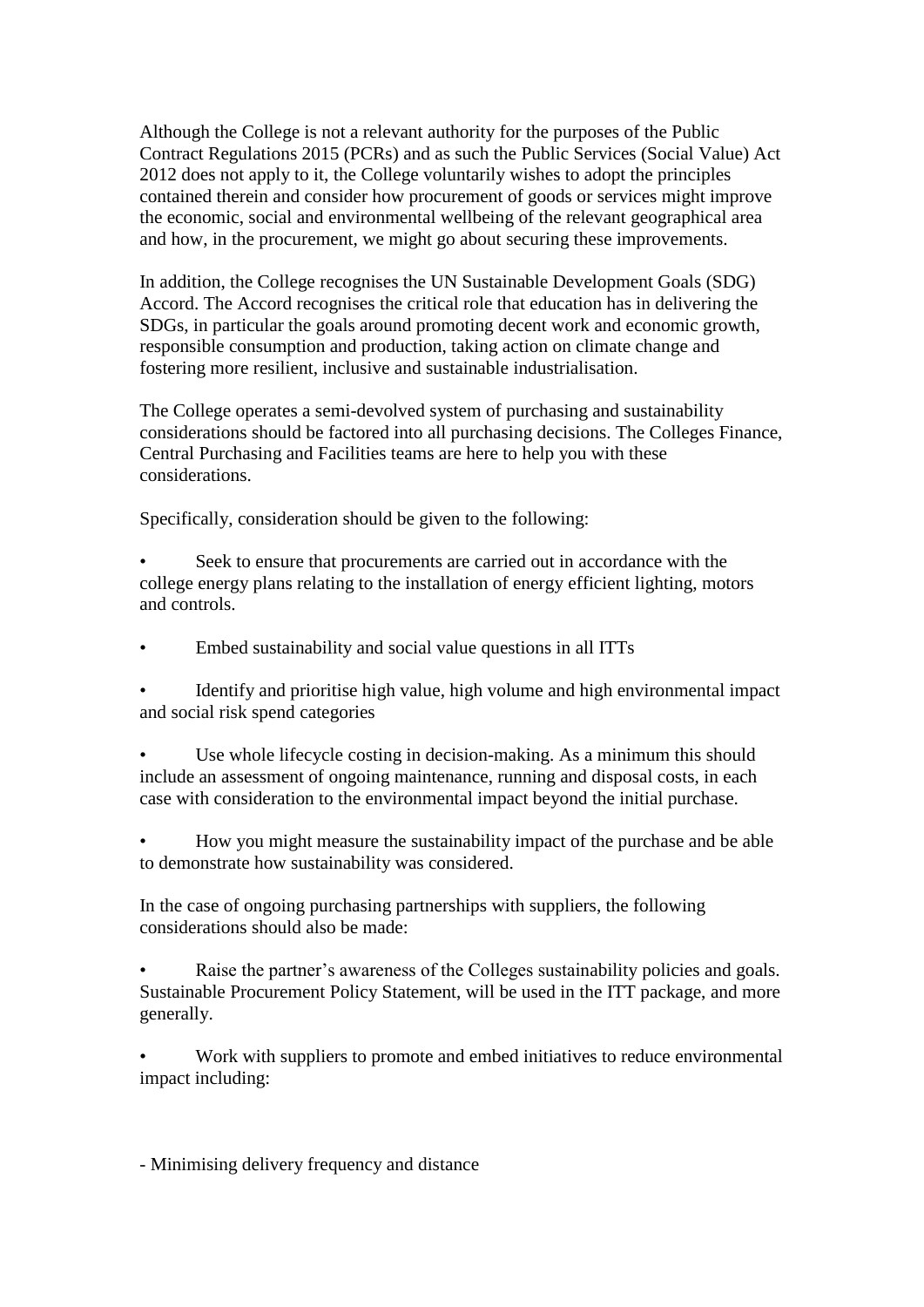Although the College is not a relevant authority for the purposes of the Public Contract Regulations 2015 (PCRs) and as such the Public Services (Social Value) Act 2012 does not apply to it, the College voluntarily wishes to adopt the principles contained therein and consider how procurement of goods or services might improve the economic, social and environmental wellbeing of the relevant geographical area and how, in the procurement, we might go about securing these improvements.

In addition, the College recognises the UN Sustainable Development Goals (SDG) Accord. The Accord recognises the critical role that education has in delivering the SDGs, in particular the goals around promoting decent work and economic growth, responsible consumption and production, taking action on climate change and fostering more resilient, inclusive and sustainable industrialisation.

The College operates a semi-devolved system of purchasing and sustainability considerations should be factored into all purchasing decisions. The Colleges Finance, Central Purchasing and Facilities teams are here to help you with these considerations.

Specifically, consideration should be given to the following:

- Seek to ensure that procurements are carried out in accordance with the college energy plans relating to the installation of energy efficient lighting, motors and controls.
- Embed sustainability and social value questions in all ITTs
- Identify and prioritise high value, high volume and high environmental impact and social risk spend categories
- Use whole lifecycle costing in decision-making. As a minimum this should include an assessment of ongoing maintenance, running and disposal costs, in each case with consideration to the environmental impact beyond the initial purchase.
- How you might measure the sustainability impact of the purchase and be able to demonstrate how sustainability was considered.

In the case of ongoing purchasing partnerships with suppliers, the following considerations should also be made:

- Raise the partner's awareness of the Colleges sustainability policies and goals. Sustainable Procurement Policy Statement, will be used in the ITT package, and more generally.
- Work with suppliers to promote and embed initiatives to reduce environmental impact including:

- Minimising delivery frequency and distance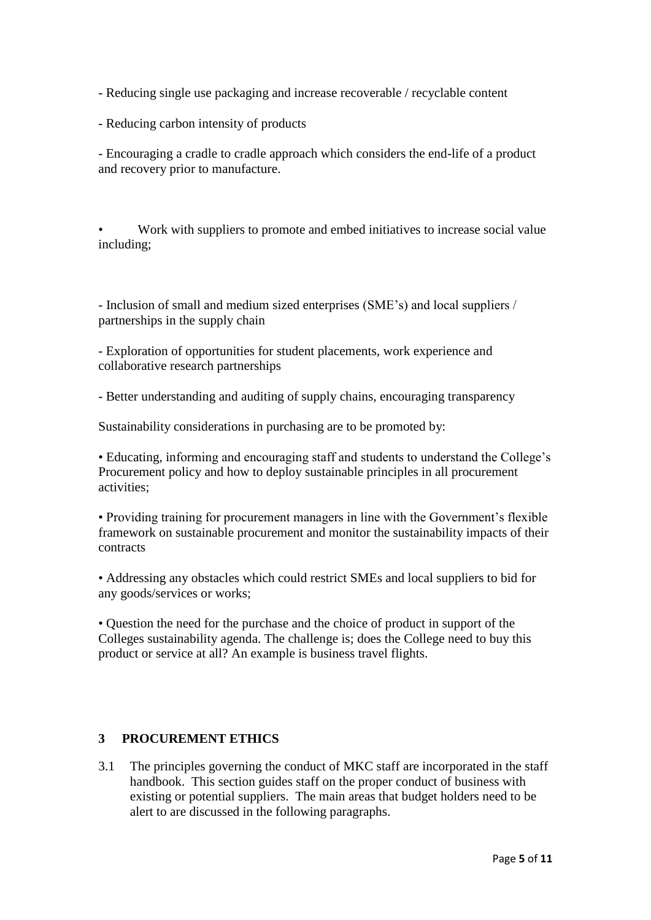- Reducing single use packaging and increase recoverable / recyclable content

- Reducing carbon intensity of products

- Encouraging a cradle to cradle approach which considers the end-life of a product and recovery prior to manufacture.

• Work with suppliers to promote and embed initiatives to increase social value including;

- Inclusion of small and medium sized enterprises (SME's) and local suppliers / partnerships in the supply chain

- Exploration of opportunities for student placements, work experience and collaborative research partnerships

- Better understanding and auditing of supply chains, encouraging transparency

Sustainability considerations in purchasing are to be promoted by:

• Educating, informing and encouraging staff and students to understand the College's Procurement policy and how to deploy sustainable principles in all procurement activities;

• Providing training for procurement managers in line with the Government's flexible framework on sustainable procurement and monitor the sustainability impacts of their contracts

• Addressing any obstacles which could restrict SMEs and local suppliers to bid for any goods/services or works;

• Question the need for the purchase and the choice of product in support of the Colleges sustainability agenda. The challenge is; does the College need to buy this product or service at all? An example is business travel flights.

## 3 PROCUREMENT ETHICS

3.1 The principles governing the conduct of MKC staff are incorporated in the staff handbook. This section guides staff on the proper conduct of business with existing or potential suppliers. The main areas that budget holders need to be alert to are discussed in the following paragraphs.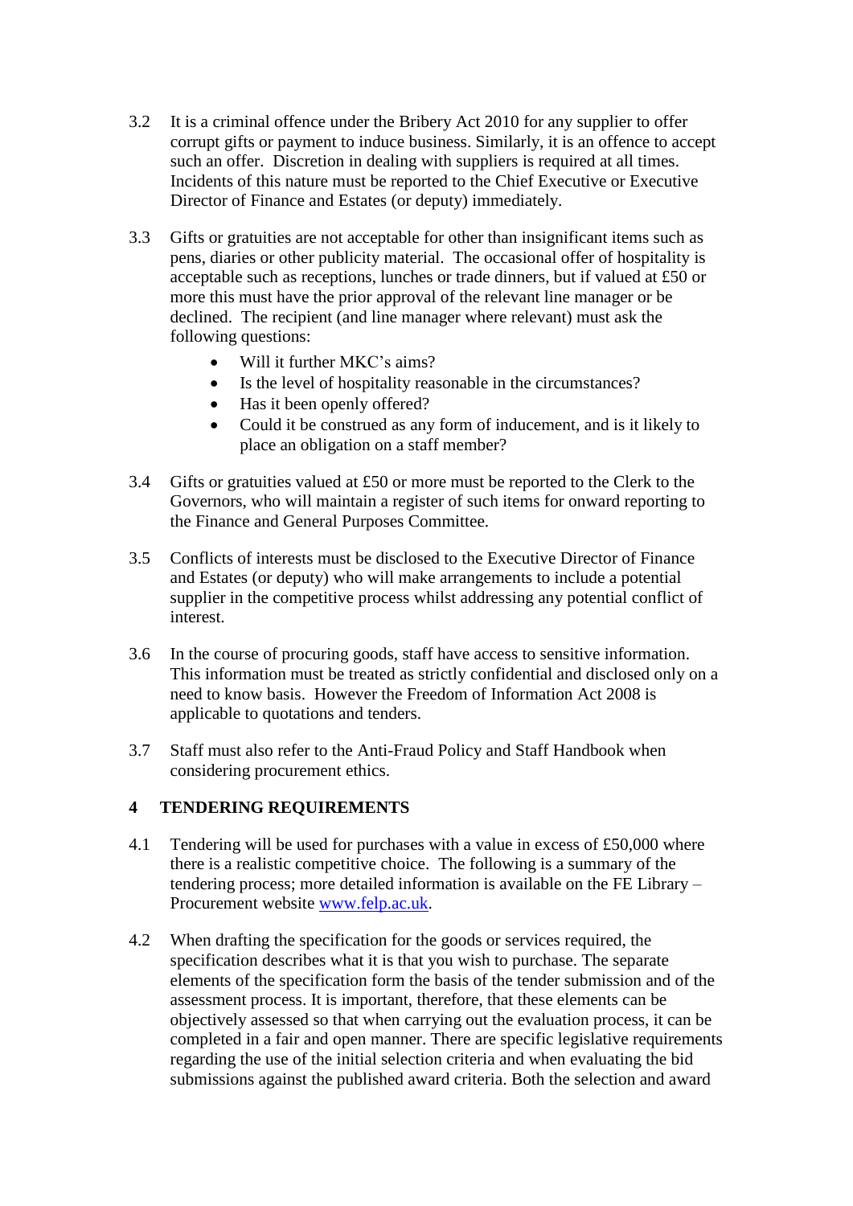3.2 It is a criminal offence under the Bribery Act 2010 for any supplier to offer corrupt gifts or payment to induce business. Similarly, it is an offence to accept such an offer. Discretion in dealing with suppliers is required at all times. Incidents of this nature must be reported to the Chief Executive or Executive Director of Finance and Estates (or deputy) immediately.

3.3 Gifts or gratuities are not acceptable for other than insignificant items such as pens, diaries or other publicity material. The occasional offer of hospitality is acceptable such as receptions, lunches or trade dinners, but if valued at £50 or more this must have the prior approval of the relevant line manager or be declined. The recipient (and line manager where relevant) must ask the following questions:

- Will it further MKC's aims?
- Is the level of hospitality reasonable in the circumstances?
- Has it been openly offered?
- Could it be construed as any form of inducement, and is it likely to place an obligation on a staff member?

3.4 Gifts or gratuities valued at £50 or more must be reported to the Clerk to the Governors, who will maintain a register of such items for onward reporting to the Finance and General Purposes Committee.

3.5 Conflicts of interests must be disclosed to the Executive Director of Finance and Estates (or deputy) who will make arrangements to include a potential supplier in the competitive process whilst addressing any potential conflict of interest.

3.6 In the course of procuring goods, staff have access to sensitive information. This information must be treated as strictly confidential and disclosed only on a need to know basis. However the Freedom of Information Act 2008 is applicable to quotations and tenders.

3.7 Staff must also refer to the Anti-Fraud Policy and Staff Handbook when considering procurement ethics.

## 4 TENDERING REQUIREMENTS

4.1 Tendering will be used for purchases with a value in excess of £50,000 where there is a realistic competitive choice. The following is a summary of the tendering process; more detailed information is available on the FE Library – Procurement website [www.felp.ac.uk](http://www.felp.ac.uk).

4.2 When drafting the specification for the goods or services required, the specification describes what it is that you wish to purchase. The separate elements of the specification form the basis of the tender submission and of the assessment process. It is important, therefore, that these elements can be objectively assessed so that when carrying out the evaluation process, it can be completed in a fair and open manner. There are specific legislative requirements regarding the use of the initial selection criteria and when evaluating the bid submissions against the published award criteria. Both the selection and award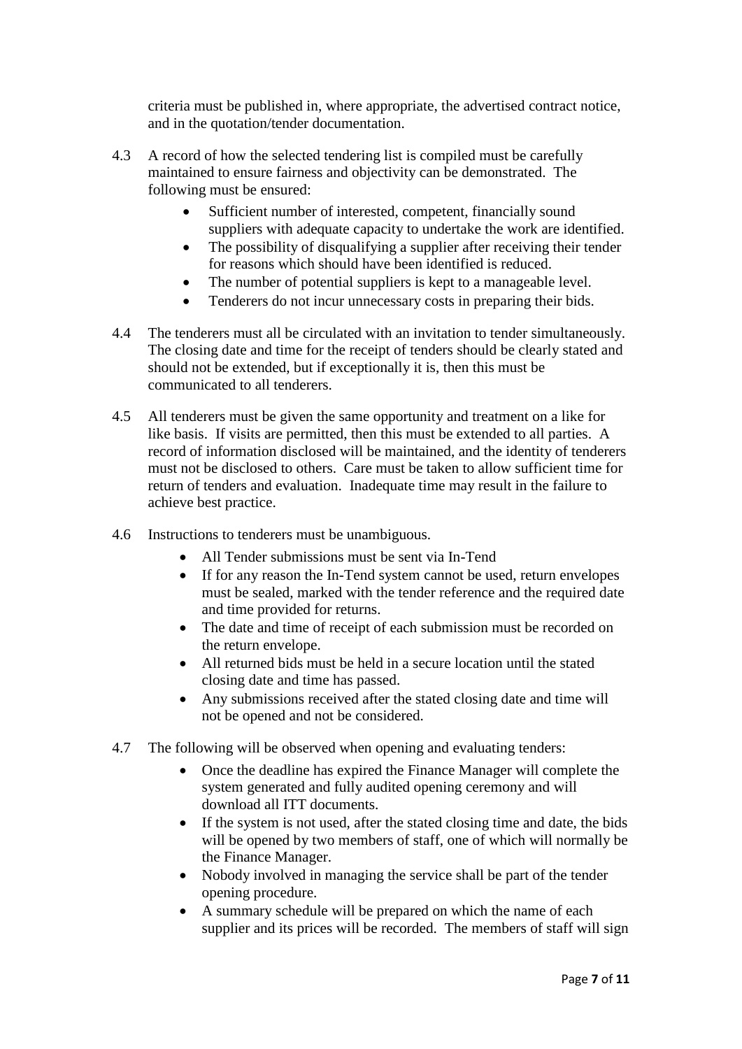criteria must be published in, where appropriate, the advertised contract notice, and in the quotation/tender documentation.

4.3 A record of how the selected tendering list is compiled must be carefully maintained to ensure fairness and objectivity can be demonstrated. The following must be ensured:

- Sufficient number of interested, competent, financially sound suppliers with adequate capacity to undertake the work are identified.
- The possibility of disqualifying a supplier after receiving their tender for reasons which should have been identified is reduced.
- The number of potential suppliers is kept to a manageable level.
- Tenderers do not incur unnecessary costs in preparing their bids.

4.4 The tenderers must all be circulated with an invitation to tender simultaneously. The closing date and time for the receipt of tenders should be clearly stated and should not be extended, but if exceptionally it is, then this must be communicated to all tenderers.

4.5 All tenderers must be given the same opportunity and treatment on a like for like basis. If visits are permitted, then this must be extended to all parties. A record of information disclosed will be maintained, and the identity of tenderers must not be disclosed to others. Care must be taken to allow sufficient time for return of tenders and evaluation. Inadequate time may result in the failure to achieve best practice.

4.6 Instructions to tenderers must be unambiguous.

- All Tender submissions must be sent via In-Tend
- If for any reason the In-Tend system cannot be used, return envelopes must be sealed, marked with the tender reference and the required date and time provided for returns.
- The date and time of receipt of each submission must be recorded on the return envelope.
- All returned bids must be held in a secure location until the stated closing date and time has passed.
- Any submissions received after the stated closing date and time will not be opened and not be considered.

4.7 The following will be observed when opening and evaluating tenders:

- Once the deadline has expired the Finance Manager will complete the system generated and fully audited opening ceremony and will download all ITT documents.
- If the system is not used, after the stated closing time and date, the bids will be opened by two members of staff, one of which will normally be the Finance Manager.
- Nobody involved in managing the service shall be part of the tender opening procedure.
- A summary schedule will be prepared on which the name of each supplier and its prices will be recorded. The members of staff will sign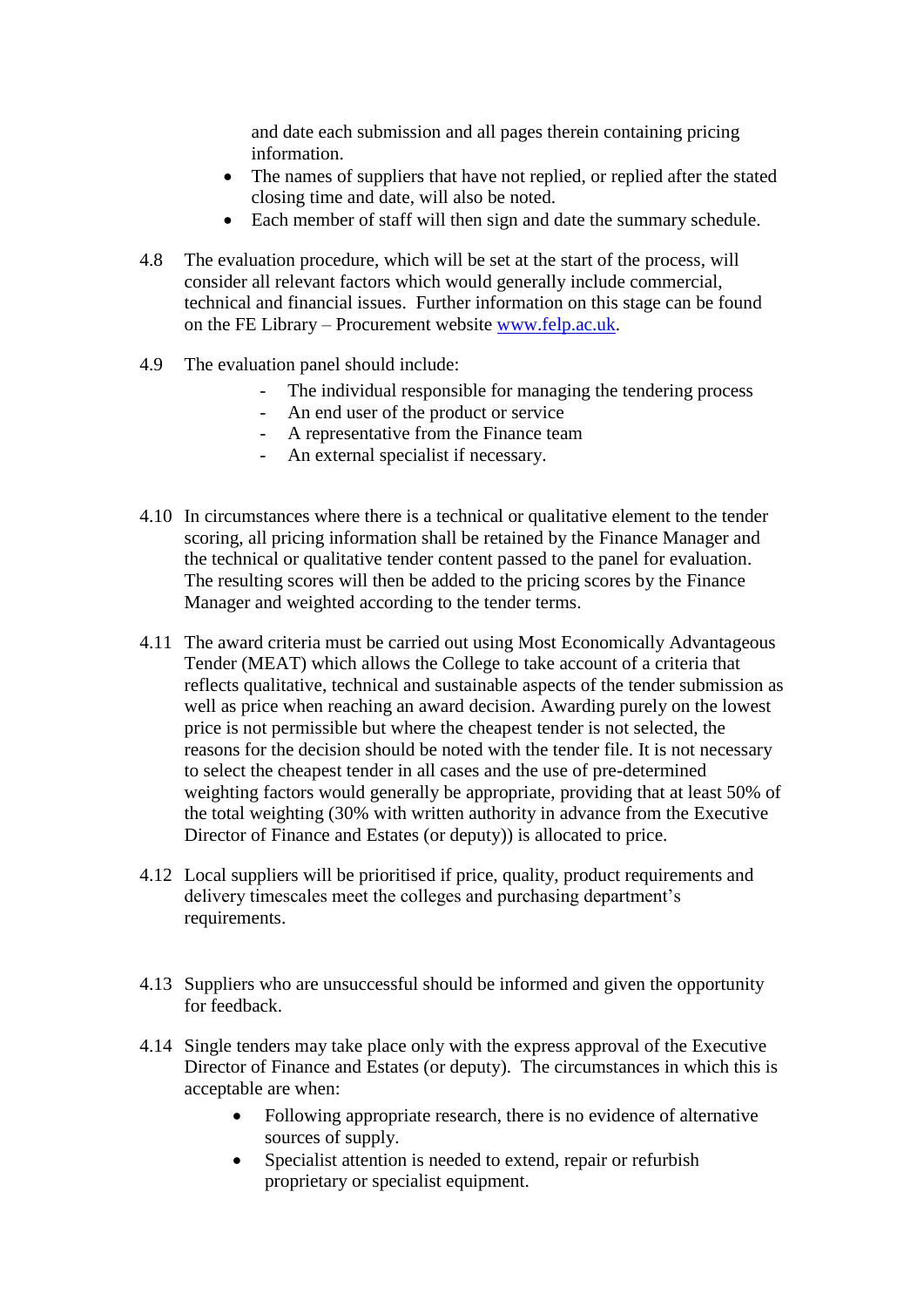and date each submission and all pages therein containing pricing information.

- The names of suppliers that have not replied, or replied after the stated closing time and date, will also be noted.
- Each member of staff will then sign and date the summary schedule.

4.8 The evaluation procedure, which will be set at the start of the process, will consider all relevant factors which would generally include commercial, technical and financial issues. Further information on this stage can be found on the FE Library – Procurement website [www.felp.ac.uk](http://www.felp.ac.uk).

4.9 The evaluation panel should include:

- The individual responsible for managing the tendering process
- An end user of the product or service
- A representative from the Finance team
- An external specialist if necessary.

4.10 In circumstances where there is a technical or qualitative element to the tender scoring, all pricing information shall be retained by the Finance Manager and the technical or qualitative tender content passed to the panel for evaluation. The resulting scores will then be added to the pricing scores by the Finance Manager and weighted according to the tender terms.

4.11 The award criteria must be carried out using Most Economically Advantageous Tender (MEAT) which allows the College to take account of a criteria that reflects qualitative, technical and sustainable aspects of the tender submission as well as price when reaching an award decision. Awarding purely on the lowest price is not permissible but where the cheapest tender is not selected, the reasons for the decision should be noted with the tender file. It is not necessary to select the cheapest tender in all cases and the use of pre-determined weighting factors would generally be appropriate, providing that at least 50% of the total weighting (30% with written authority in advance from the Executive Director of Finance and Estates (or deputy)) is allocated to price.

4.12 Local suppliers will be prioritised if price, quality, product requirements and delivery timescales meet the colleges and purchasing department's requirements.

4.13 Suppliers who are unsuccessful should be informed and given the opportunity for feedback.

4.14 Single tenders may take place only with the express approval of the Executive Director of Finance and Estates (or deputy). The circumstances in which this is acceptable are when:

- Following appropriate research, there is no evidence of alternative sources of supply.
- Specialist attention is needed to extend, repair or refurbish proprietary or specialist equipment.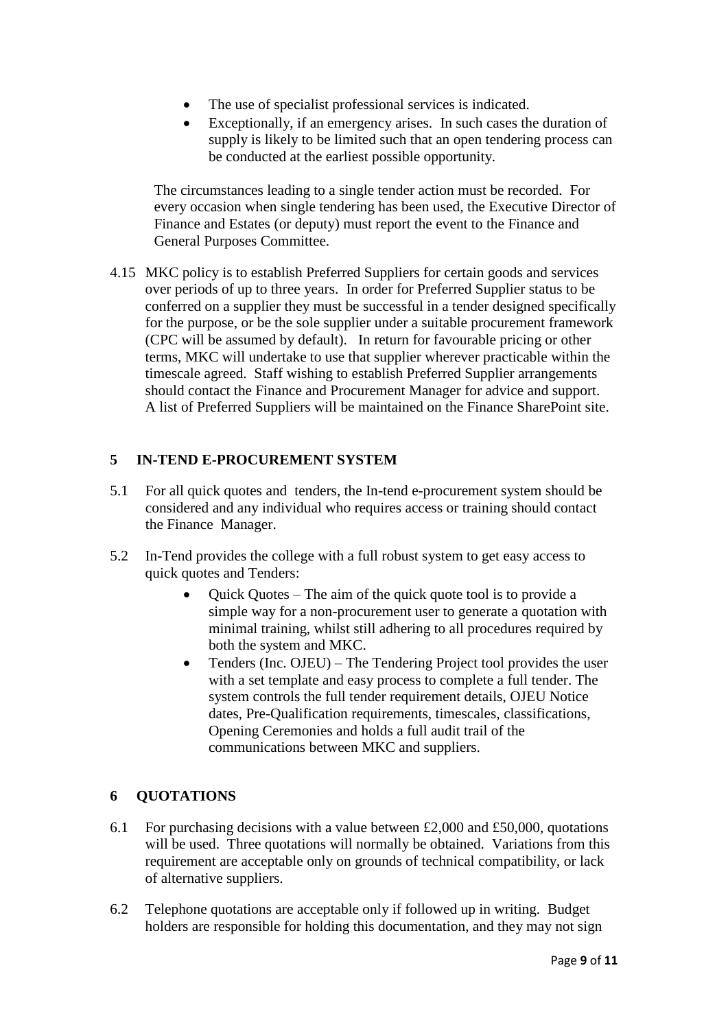- The use of specialist professional services is indicated.
- Exceptionally, if an emergency arises. In such cases the duration of supply is likely to be limited such that an open tendering process can be conducted at the earliest possible opportunity.

The circumstances leading to a single tender action must be recorded. For every occasion when single tendering has been used, the Executive Director of Finance and Estates (or deputy) must report the event to the Finance and General Purposes Committee.

4.15 MKC policy is to establish Preferred Suppliers for certain goods and services over periods of up to three years. In order for Preferred Supplier status to be conferred on a supplier they must be successful in a tender designed specifically for the purpose, or be the sole supplier under a suitable procurement framework (CPC will be assumed by default). In return for favourable pricing or other terms, MKC will undertake to use that supplier wherever practicable within the timescale agreed. Staff wishing to establish Preferred Supplier arrangements should contact the Finance and Procurement Manager for advice and support. A list of Preferred Suppliers will be maintained on the Finance SharePoint site.

## 5 IN-TEND E-PROCUREMENT SYSTEM

5.1 For all quick quotes and tenders, the In-tend e-procurement system should be considered and any individual who requires access or training should contact the Finance Manager.

5.2 In-Tend provides the college with a full robust system to get easy access to quick quotes and Tenders:

- Quick Quotes – The aim of the quick quote tool is to provide a simple way for a non-procurement user to generate a quotation with minimal training, whilst still adhering to all procedures required by both the system and MKC.
- Tenders (Inc. OJEU) – The Tendering Project tool provides the user with a set template and easy process to complete a full tender. The system controls the full tender requirement details, OJEU Notice dates, Pre-Qualification requirements, timescales, classifications, Opening Ceremonies and holds a full audit trail of the communications between MKC and suppliers.

## 6 QUOTATIONS

6.1 For purchasing decisions with a value between £2,000 and £50,000, quotations will be used. Three quotations will normally be obtained. Variations from this requirement are acceptable only on grounds of technical compatibility, or lack of alternative suppliers.

6.2 Telephone quotations are acceptable only if followed up in writing. Budget holders are responsible for holding this documentation, and they may not sign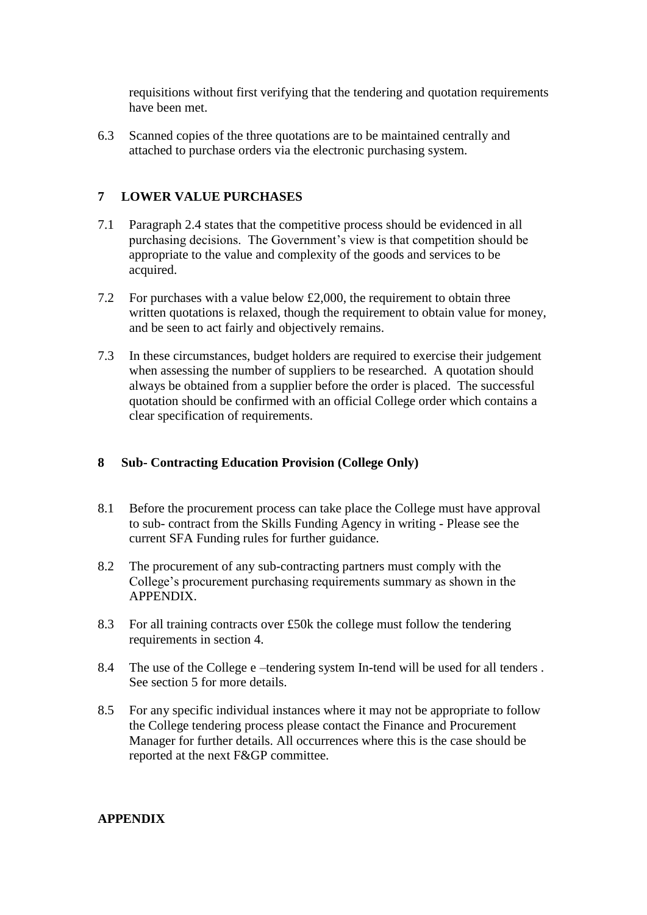requisitions without first verifying that the tendering and quotation requirements have been met.

6.3 Scanned copies of the three quotations are to be maintained centrally and attached to purchase orders via the electronic purchasing system.

## 7 LOWER VALUE PURCHASES

7.1 Paragraph 2.4 states that the competitive process should be evidenced in all purchasing decisions. The Government's view is that competition should be appropriate to the value and complexity of the goods and services to be acquired.

7.2 For purchases with a value below £2,000, the requirement to obtain three written quotations is relaxed, though the requirement to obtain value for money, and be seen to act fairly and objectively remains.

7.3 In these circumstances, budget holders are required to exercise their judgement when assessing the number of suppliers to be researched. A quotation should always be obtained from a supplier before the order is placed. The successful quotation should be confirmed with an official College order which contains a clear specification of requirements.

## 8 Sub- Contracting Education Provision (College Only)

8.1 Before the procurement process can take place the College must have approval to sub- contract from the Skills Funding Agency in writing - Please see the current SFA Funding rules for further guidance.

8.2 The procurement of any sub-contracting partners must comply with the College's procurement purchasing requirements summary as shown in the APPENDIX.

8.3 For all training contracts over £50k the college must follow the tendering requirements in section 4.

8.4 The use of the College e –tendering system In-tend will be used for all tenders . See section 5 for more details.

8.5 For any specific individual instances where it may not be appropriate to follow the College tendering process please contact the Finance and Procurement Manager for further details. All occurrences where this is the case should be reported at the next F&GP committee.

## APPENDIX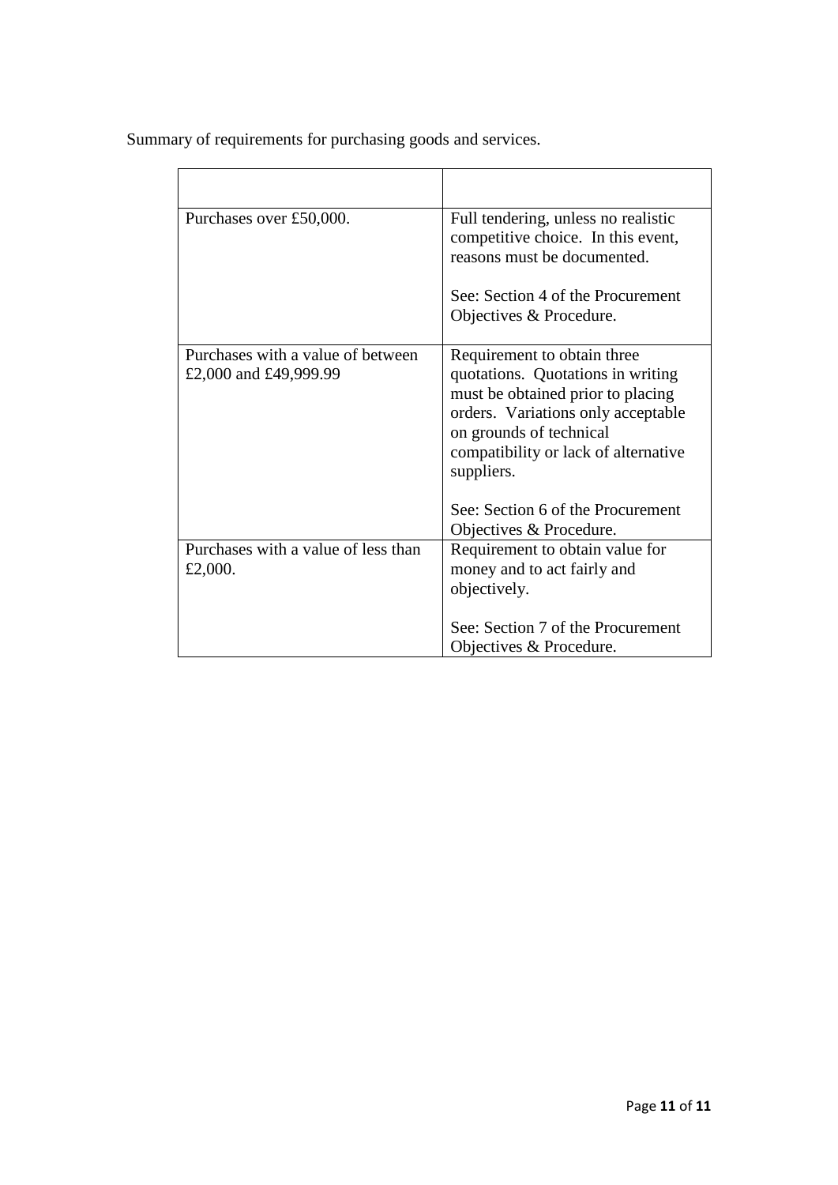Summary of requirements for purchasing goods and services.

| | |
|---|---|
| Purchases over £50,000. | Full tendering, unless no realistic competitive choice. In this event, reasons must be documented.<br><br>See: Section 4 of the Procurement Objectives & Procedure. |
| Purchases with a value of between £2,000 and £49,999.99 | Requirement to obtain three quotations. Quotations in writing must be obtained prior to placing orders. Variations only acceptable on grounds of technical compatibility or lack of alternative suppliers.<br><br>See: Section 6 of the Procurement Objectives & Procedure. |
| Purchases with a value of less than £2,000. | Requirement to obtain value for money and to act fairly and objectively.<br><br>See: Section 7 of the Procurement Objectives & Procedure. |